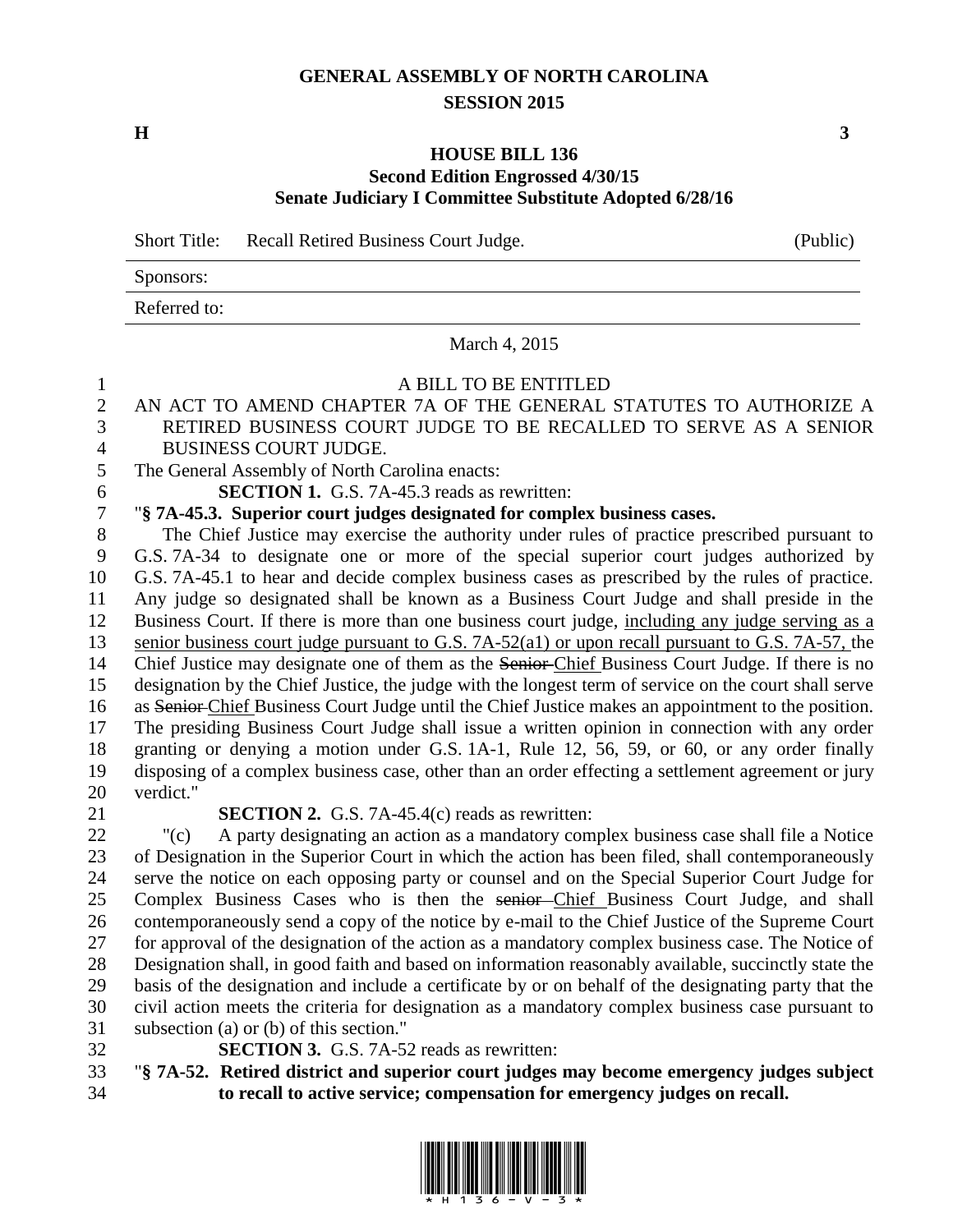# GENERAL ASSEMBLY OF NORTH CAROLINA
## SESSION 2015

**H** **3**

## HOUSE BILL 136
### Second Edition Engrossed 4/30/15
### Senate Judiciary I Committee Substitute Adopted 6/28/16

| Short Title: | Recall Retired Business Court Judge. | (Public) |
|---|---|---|
| Sponsors: | | |
| Referred to: | | |

March 4, 2015

A BILL TO BE ENTITLED

AN ACT TO AMEND CHAPTER 7A OF THE GENERAL STATUTES TO AUTHORIZE A RETIRED BUSINESS COURT JUDGE TO BE RECALLED TO SERVE AS A SENIOR BUSINESS COURT JUDGE.

The General Assembly of North Carolina enacts:

**SECTION 1.** G.S. 7A-45.3 reads as rewritten:

"**§ 7A-45.3. Superior court judges designated for complex business cases.**

The Chief Justice may exercise the authority under rules of practice prescribed pursuant to G.S. 7A-34 to designate one or more of the special superior court judges authorized by G.S. 7A-45.1 to hear and decide complex business cases as prescribed by the rules of practice. Any judge so designated shall be known as a Business Court Judge and shall preside in the Business Court. If there is more than one business court judge, <u>including any judge serving as a senior business court judge pursuant to G.S. 7A-52(a1) or upon recall pursuant to G.S. 7A-57,</u> the Chief Justice may designate one of them as the ~~Senior~~ <u>Chief</u> Business Court Judge. If there is no designation by the Chief Justice, the judge with the longest term of service on the court shall serve as ~~Senior~~ <u>Chief</u> Business Court Judge until the Chief Justice makes an appointment to the position. The presiding Business Court Judge shall issue a written opinion in connection with any order granting or denying a motion under G.S. 1A-1, Rule 12, 56, 59, or 60, or any order finally disposing of a complex business case, other than an order effecting a settlement agreement or jury verdict."

**SECTION 2.** G.S. 7A-45.4(c) reads as rewritten:

"(c) A party designating an action as a mandatory complex business case shall file a Notice of Designation in the Superior Court in which the action has been filed, shall contemporaneously serve the notice on each opposing party or counsel and on the Special Superior Court Judge for Complex Business Cases who is then the ~~senior~~ <u>Chief</u> Business Court Judge, and shall contemporaneously send a copy of the notice by e-mail to the Chief Justice of the Supreme Court for approval of the designation of the action as a mandatory complex business case. The Notice of Designation shall, in good faith and based on information reasonably available, succinctly state the basis of the designation and include a certificate by or on behalf of the designating party that the civil action meets the criteria for designation as a mandatory complex business case pursuant to subsection (a) or (b) of this section."

**SECTION 3.** G.S. 7A-52 reads as rewritten:

"**§ 7A-52. Retired district and superior court judges may become emergency judges subject to recall to active service; compensation for emergency judges on recall.**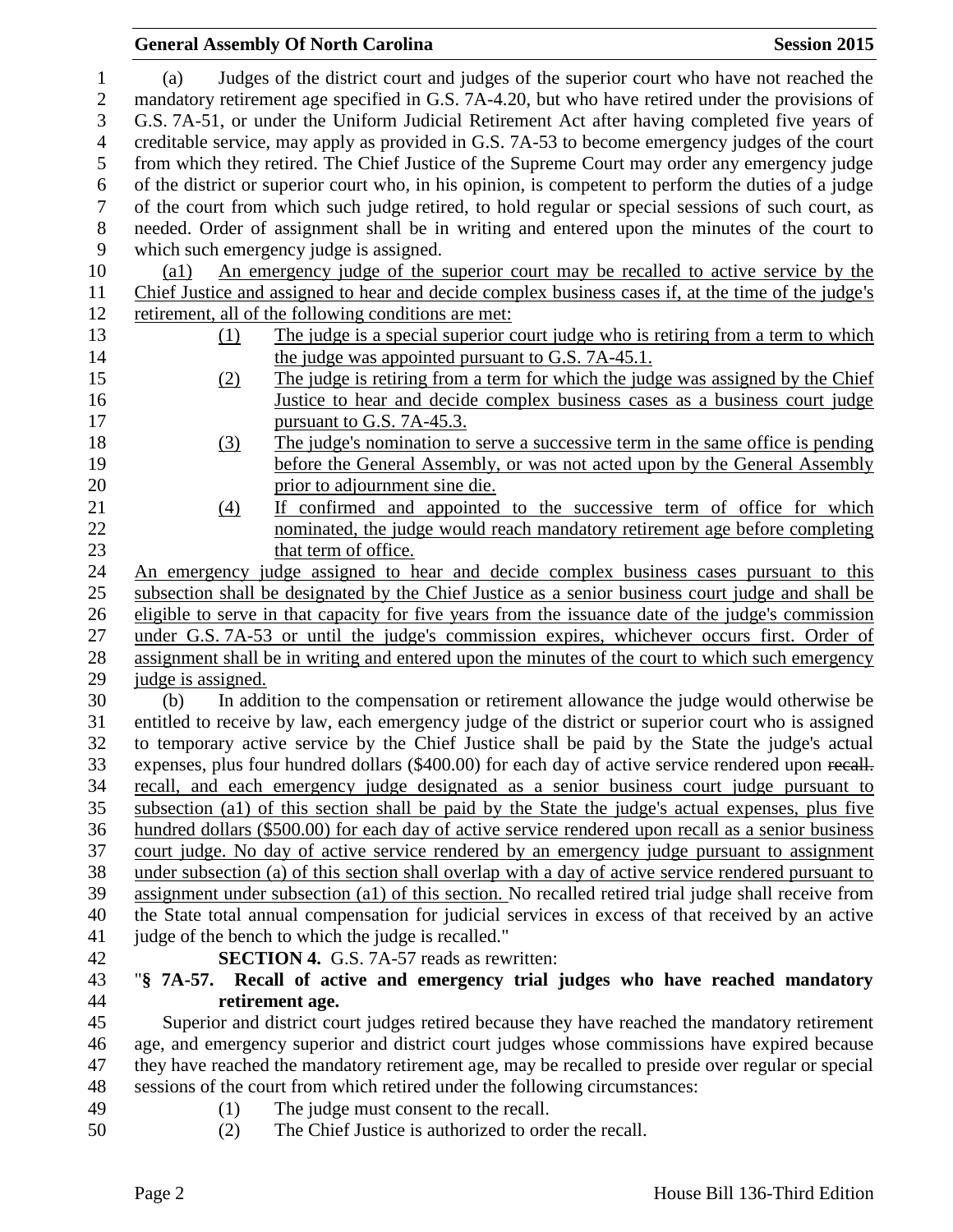(a) Judges of the district court and judges of the superior court who have not reached the mandatory retirement age specified in G.S. 7A-4.20, but who have retired under the provisions of G.S. 7A-51, or under the Uniform Judicial Retirement Act after having completed five years of creditable service, may apply as provided in G.S. 7A-53 to become emergency judges of the court from which they retired. The Chief Justice of the Supreme Court may order any emergency judge of the district or superior court who, in his opinion, is competent to perform the duties of a judge of the court from which such judge retired, to hold regular or special sessions of such court, as needed. Order of assignment shall be in writing and entered upon the minutes of the court to which such emergency judge is assigned.

(a1) An emergency judge of the superior court may be recalled to active service by the Chief Justice and assigned to hear and decide complex business cases if, at the time of the judge's retirement, all of the following conditions are met:

(1) The judge is a special superior court judge who is retiring from a term to which the judge was appointed pursuant to G.S. 7A-45.1.

(2) The judge is retiring from a term for which the judge was assigned by the Chief Justice to hear and decide complex business cases as a business court judge pursuant to G.S. 7A-45.3.

(3) The judge's nomination to serve a successive term in the same office is pending before the General Assembly, or was not acted upon by the General Assembly prior to adjournment sine die.

(4) If confirmed and appointed to the successive term of office for which nominated, the judge would reach mandatory retirement age before completing that term of office.

An emergency judge assigned to hear and decide complex business cases pursuant to this subsection shall be designated by the Chief Justice as a senior business court judge and shall be eligible to serve in that capacity for five years from the issuance date of the judge's commission under G.S. 7A-53 or until the judge's commission expires, whichever occurs first. Order of assignment shall be in writing and entered upon the minutes of the court to which such emergency judge is assigned.

(b) In addition to the compensation or retirement allowance the judge would otherwise be entitled to receive by law, each emergency judge of the district or superior court who is assigned to temporary active service by the Chief Justice shall be paid by the State the judge's actual expenses, plus four hundred dollars ($400.00) for each day of active service rendered upon ~~recall.~~ recall, and each emergency judge designated as a senior business court judge pursuant to subsection (a1) of this section shall be paid by the State the judge's actual expenses, plus five hundred dollars ($500.00) for each day of active service rendered upon recall as a senior business court judge. No day of active service rendered by an emergency judge pursuant to assignment under subsection (a) of this section shall overlap with a day of active service rendered pursuant to assignment under subsection (a1) of this section. No recalled retired trial judge shall receive from the State total annual compensation for judicial services in excess of that received by an active judge of the bench to which the judge is recalled."

**SECTION 4.** G.S. 7A-57 reads as rewritten:

"**§ 7A-57. Recall of active and emergency trial judges who have reached mandatory retirement age.**

Superior and district court judges retired because they have reached the mandatory retirement age, and emergency superior and district court judges whose commissions have expired because they have reached the mandatory retirement age, may be recalled to preside over regular or special sessions of the court from which retired under the following circumstances:

(1) The judge must consent to the recall.

(2) The Chief Justice is authorized to order the recall.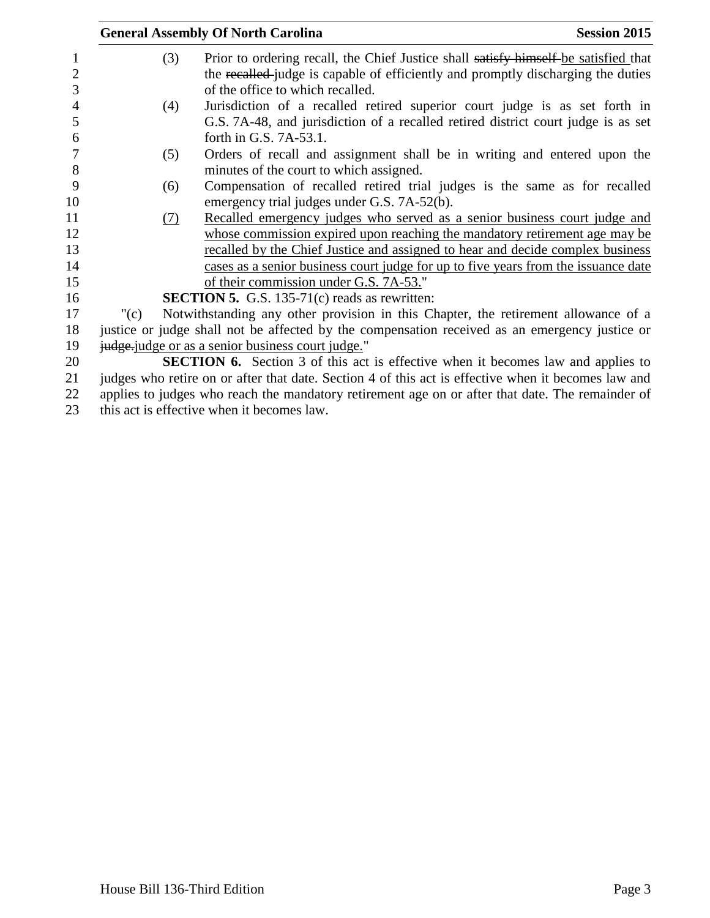(3) Prior to ordering recall, the Chief Justice shall ~~satisfy himself~~ be satisfied that the ~~recalled~~ judge is capable of efficiently and promptly discharging the duties of the office to which recalled.

(4) Jurisdiction of a recalled retired superior court judge is as set forth in G.S. 7A-48, and jurisdiction of a recalled retired district court judge is as set forth in G.S. 7A-53.1.

(5) Orders of recall and assignment shall be in writing and entered upon the minutes of the court to which assigned.

(6) Compensation of recalled retired trial judges is the same as for recalled emergency trial judges under G.S. 7A-52(b).

<u>(7) Recalled emergency judges who served as a senior business court judge and whose commission expired upon reaching the mandatory retirement age may be recalled by the Chief Justice and assigned to hear and decide complex business cases as a senior business court judge for up to five years from the issuance date of their commission under G.S. 7A-53.</u>"

**SECTION 5.** G.S. 135-71(c) reads as rewritten:

"(c) Notwithstanding any other provision in this Chapter, the retirement allowance of a justice or judge shall not be affected by the compensation received as an emergency justice or ~~judge.~~<u>judge or as a senior business court judge.</u>"

**SECTION 6.** Section 3 of this act is effective when it becomes law and applies to judges who retire on or after that date. Section 4 of this act is effective when it becomes law and applies to judges who reach the mandatory retirement age on or after that date. The remainder of this act is effective when it becomes law.